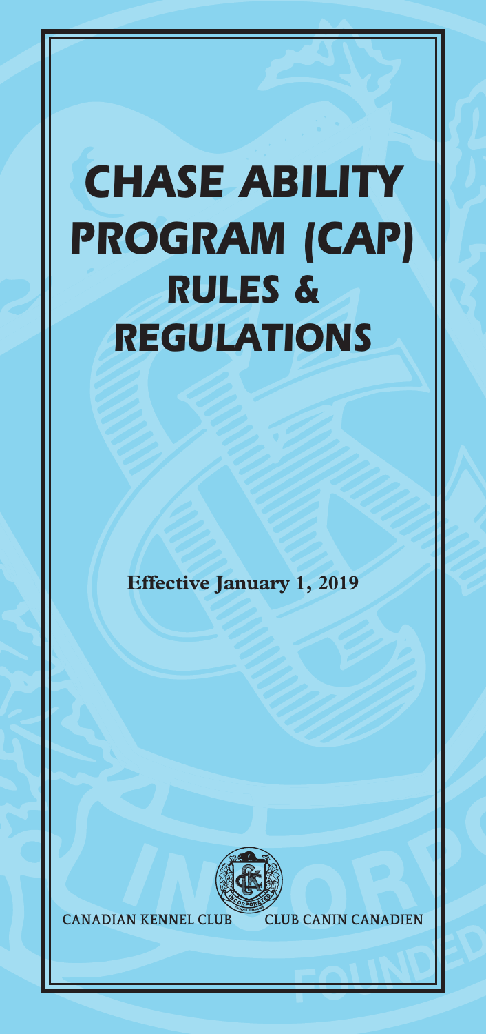# CHASE ABILITY PROGRAM (CAP) RULES & REGULATIONS

**Effective January 1, 2019**

CANADIAN KENNEL CLUB CLUB CANIN CANADIEN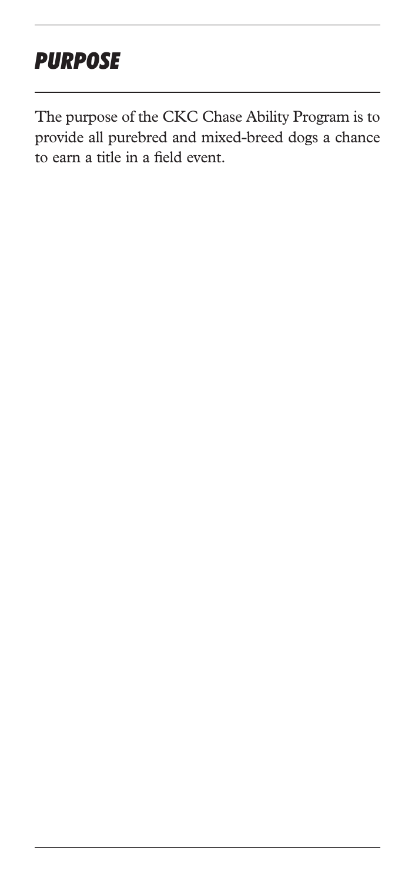## *PURPOSE*

The purpose of the CKC Chase Ability Program is to provide all purebred and mixed-breed dogs a chance to earn a title in a field event.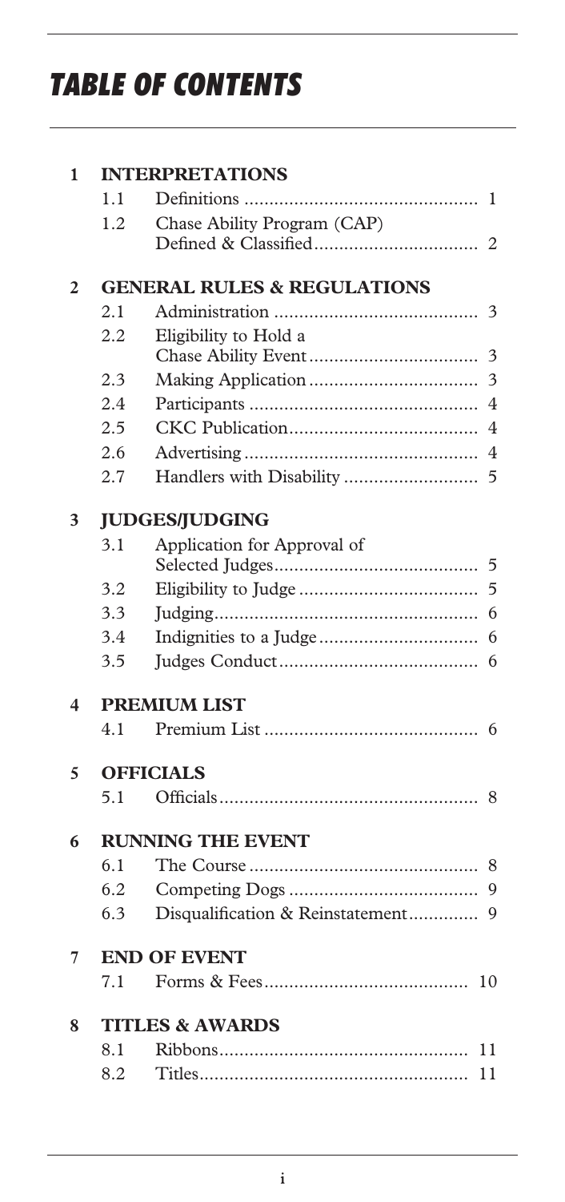# TABLE OF CONTENTS

| | | | |
|---|---|---|---|
| **1** | **INTERPRETATIONS** | | |
| | 1.1 | Definitions | 1 |
| | 1.2 | Chase Ability Program (CAP) Defined & Classified | 2 |
| **2** | **GENERAL RULES & REGULATIONS** | | |
| | 2.1 | Administration | 3 |
| | 2.2 | Eligibility to Hold a Chase Ability Event | 3 |
| | 2.3 | Making Application | 3 |
| | 2.4 | Participants | 4 |
| | 2.5 | CKC Publication | 4 |
| | 2.6 | Advertising | 4 |
| | 2.7 | Handlers with Disability | 5 |
| **3** | **JUDGES/JUDGING** | | |
| | 3.1 | Application for Approval of Selected Judges | 5 |
| | 3.2 | Eligibility to Judge | 5 |
| | 3.3 | Judging | 6 |
| | 3.4 | Indignities to a Judge | 6 |
| | 3.5 | Judges Conduct | 6 |
| **4** | **PREMIUM LIST** | | |
| | 4.1 | Premium List | 6 |
| **5** | **OFFICIALS** | | |
| | 5.1 | Officials | 8 |
| **6** | **RUNNING THE EVENT** | | |
| | 6.1 | The Course | 8 |
| | 6.2 | Competing Dogs | 9 |
| | 6.3 | Disqualification & Reinstatement | 9 |
| **7** | **END OF EVENT** | | |
| | 7.1 | Forms & Fees | 10 |
| **8** | **TITLES & AWARDS** | | |
| | 8.1 | Ribbons | 11 |
| | 8.2 | Titles | 11 |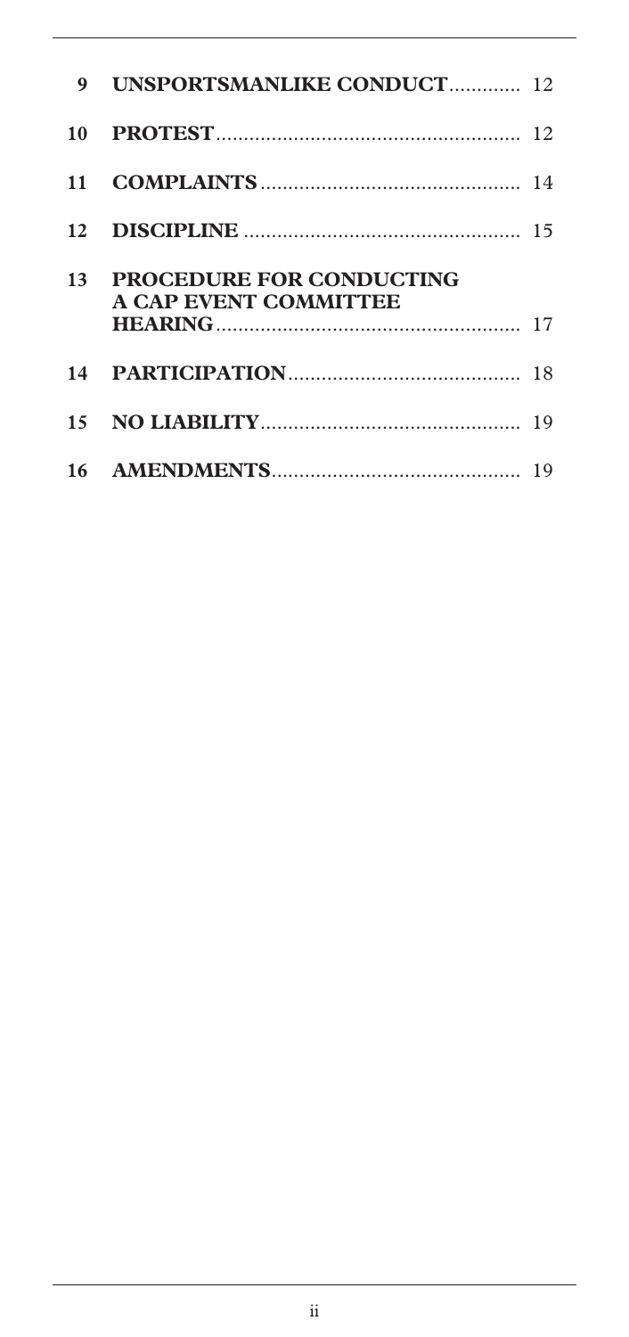| | | |
|---|---|---|
| **9** | **UNSPORTSMANLIKE CONDUCT** | 12 |
| **10** | **PROTEST** | 12 |
| **11** | **COMPLAINTS** | 14 |
| **12** | **DISCIPLINE** | 15 |
| **13** | **PROCEDURE FOR CONDUCTING A CAP EVENT COMMITTEE HEARING** | 17 |
| **14** | **PARTICIPATION** | 18 |
| **15** | **NO LIABILITY** | 19 |
| **16** | **AMENDMENTS** | 19 |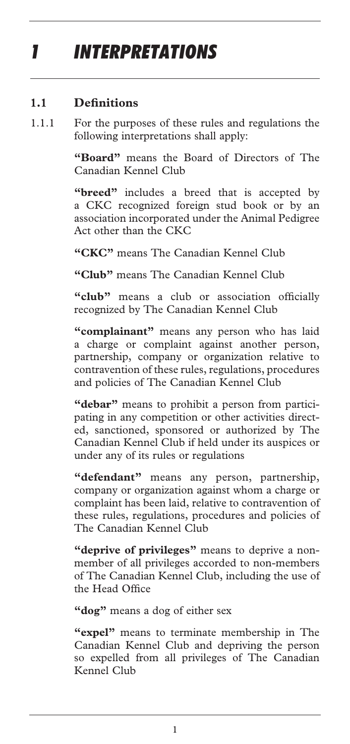# *1 INTERPRETATIONS*

## 1.1 Definitions

1.1.1 For the purposes of these rules and regulations the following interpretations shall apply:

**"Board"** means the Board of Directors of The Canadian Kennel Club

**"breed"** includes a breed that is accepted by a CKC recognized foreign stud book or by an association incorporated under the Animal Pedigree Act other than the CKC

**"CKC"** means The Canadian Kennel Club

**"Club"** means The Canadian Kennel Club

**"club"** means a club or association officially recognized by The Canadian Kennel Club

**"complainant"** means any person who has laid a charge or complaint against another person, partnership, company or organization relative to contravention of these rules, regulations, procedures and policies of The Canadian Kennel Club

**"debar"** means to prohibit a person from participating in any competition or other activities directed, sanctioned, sponsored or authorized by The Canadian Kennel Club if held under its auspices or under any of its rules or regulations

**"defendant"** means any person, partnership, company or organization against whom a charge or complaint has been laid, relative to contravention of these rules, regulations, procedures and policies of The Canadian Kennel Club

**"deprive of privileges"** means to deprive a non-member of all privileges accorded to non-members of The Canadian Kennel Club, including the use of the Head Office

**"dog"** means a dog of either sex

**"expel"** means to terminate membership in The Canadian Kennel Club and depriving the person so expelled from all privileges of The Canadian Kennel Club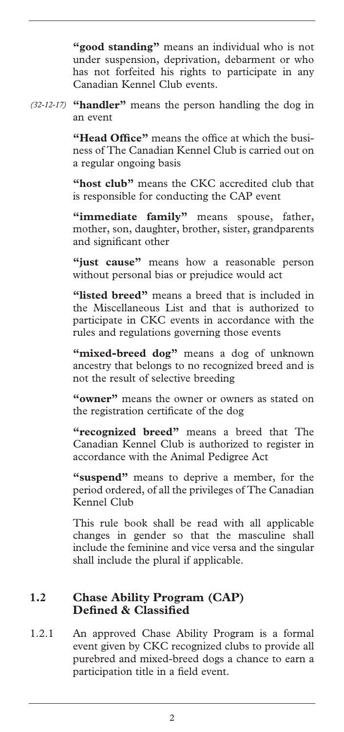**"good standing"** means an individual who is not under suspension, deprivation, debarment or who has not forfeited his rights to participate in any Canadian Kennel Club events.

*(32-12-17)* **"handler"** means the person handling the dog in an event

**"Head Office"** means the office at which the business of The Canadian Kennel Club is carried out on a regular ongoing basis

**"host club"** means the CKC accredited club that is responsible for conducting the CAP event

**"immediate family"** means spouse, father, mother, son, daughter, brother, sister, grandparents and significant other

**"just cause"** means how a reasonable person without personal bias or prejudice would act

**"listed breed"** means a breed that is included in the Miscellaneous List and that is authorized to participate in CKC events in accordance with the rules and regulations governing those events

**"mixed-breed dog"** means a dog of unknown ancestry that belongs to no recognized breed and is not the result of selective breeding

**"owner"** means the owner or owners as stated on the registration certificate of the dog

**"recognized breed"** means a breed that The Canadian Kennel Club is authorized to register in accordance with the Animal Pedigree Act

**"suspend"** means to deprive a member, for the period ordered, of all the privileges of The Canadian Kennel Club

This rule book shall be read with all applicable changes in gender so that the masculine shall include the feminine and vice versa and the singular shall include the plural if applicable.

## 1.2 Chase Ability Program (CAP) Defined & Classified

1.2.1 An approved Chase Ability Program is a formal event given by CKC recognized clubs to provide all purebred and mixed-breed dogs a chance to earn a participation title in a field event.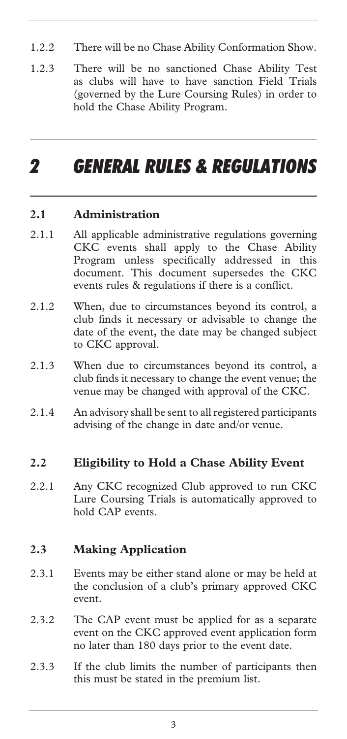1.2.2 There will be no Chase Ability Conformation Show.

1.2.3 There will be no sanctioned Chase Ability Test as clubs will have to have sanction Field Trials (governed by the Lure Coursing Rules) in order to hold the Chase Ability Program.

# *2 GENERAL RULES & REGULATIONS*

### 2.1 Administration

2.1.1 All applicable administrative regulations governing CKC events shall apply to the Chase Ability Program unless specifically addressed in this document. This document supersedes the CKC events rules & regulations if there is a conflict.

2.1.2 When, due to circumstances beyond its control, a club finds it necessary or advisable to change the date of the event, the date may be changed subject to CKC approval.

2.1.3 When due to circumstances beyond its control, a club finds it necessary to change the event venue; the venue may be changed with approval of the CKC.

2.1.4 An advisory shall be sent to all registered participants advising of the change in date and/or venue.

### 2.2 Eligibility to Hold a Chase Ability Event

2.2.1 Any CKC recognized Club approved to run CKC Lure Coursing Trials is automatically approved to hold CAP events.

### 2.3 Making Application

2.3.1 Events may be either stand alone or may be held at the conclusion of a club's primary approved CKC event.

2.3.2 The CAP event must be applied for as a separate event on the CKC approved event application form no later than 180 days prior to the event date.

2.3.3 If the club limits the number of participants then this must be stated in the premium list.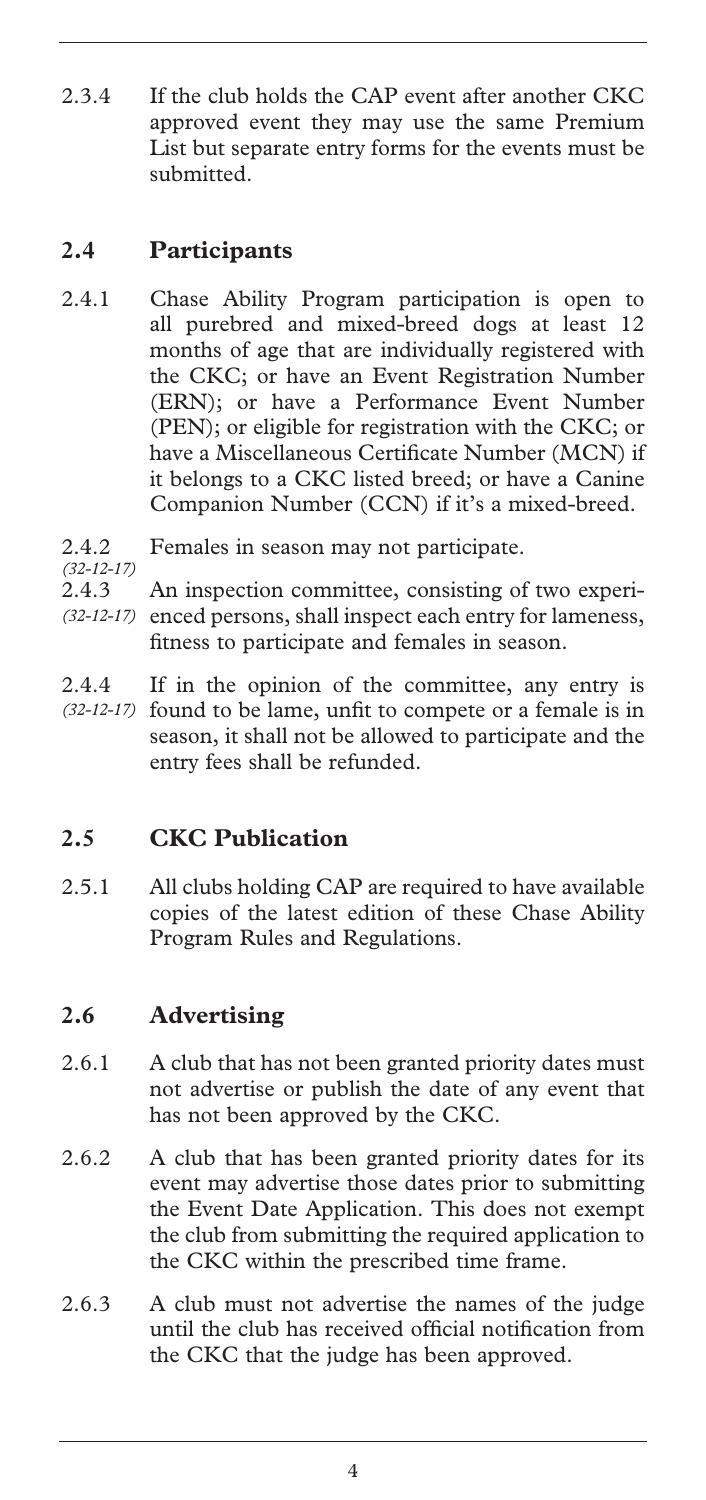2.3.4 If the club holds the CAP event after another CKC approved event they may use the same Premium List but separate entry forms for the events must be submitted.

## 2.4 Participants

2.4.1 Chase Ability Program participation is open to all purebred and mixed-breed dogs at least 12 months of age that are individually registered with the CKC; or have an Event Registration Number (ERN); or have a Performance Event Number (PEN); or eligible for registration with the CKC; or have a Miscellaneous Certificate Number (MCN) if it belongs to a CKC listed breed; or have a Canine Companion Number (CCN) if it's a mixed-breed.

2.4.2 *(32-12-17)* Females in season may not participate.

2.4.3 *(32-12-17)* An inspection committee, consisting of two experienced persons, shall inspect each entry for lameness, fitness to participate and females in season.

2.4.4 *(32-12-17)* If in the opinion of the committee, any entry is found to be lame, unfit to compete or a female is in season, it shall not be allowed to participate and the entry fees shall be refunded.

## 2.5 CKC Publication

2.5.1 All clubs holding CAP are required to have available copies of the latest edition of these Chase Ability Program Rules and Regulations.

## 2.6 Advertising

2.6.1 A club that has not been granted priority dates must not advertise or publish the date of any event that has not been approved by the CKC.

2.6.2 A club that has been granted priority dates for its event may advertise those dates prior to submitting the Event Date Application. This does not exempt the club from submitting the required application to the CKC within the prescribed time frame.

2.6.3 A club must not advertise the names of the judge until the club has received official notification from the CKC that the judge has been approved.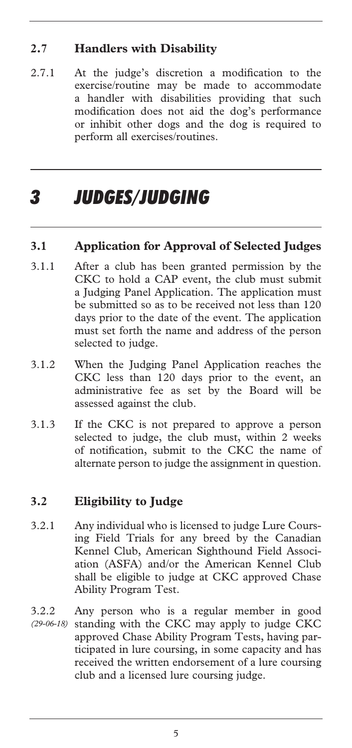### 2.7 Handlers with Disability

2.7.1 At the judge's discretion a modification to the exercise/routine may be made to accommodate a handler with disabilities providing that such modification does not aid the dog's performance or inhibit other dogs and the dog is required to perform all exercises/routines.

## *3 JUDGES/JUDGING*

### 3.1 Application for Approval of Selected Judges

3.1.1 After a club has been granted permission by the CKC to hold a CAP event, the club must submit a Judging Panel Application. The application must be submitted so as to be received not less than 120 days prior to the date of the event. The application must set forth the name and address of the person selected to judge.

3.1.2 When the Judging Panel Application reaches the CKC less than 120 days prior to the event, an administrative fee as set by the Board will be assessed against the club.

3.1.3 If the CKC is not prepared to approve a person selected to judge, the club must, within 2 weeks of notification, submit to the CKC the name of alternate person to judge the assignment in question.

### 3.2 Eligibility to Judge

3.2.1 Any individual who is licensed to judge Lure Coursing Field Trials for any breed by the Canadian Kennel Club, American Sighthound Field Association (ASFA) and/or the American Kennel Club shall be eligible to judge at CKC approved Chase Ability Program Test.

3.2.2 *(29-06-18)* Any person who is a regular member in good standing with the CKC may apply to judge CKC approved Chase Ability Program Tests, having participated in lure coursing, in some capacity and has received the written endorsement of a lure coursing club and a licensed lure coursing judge.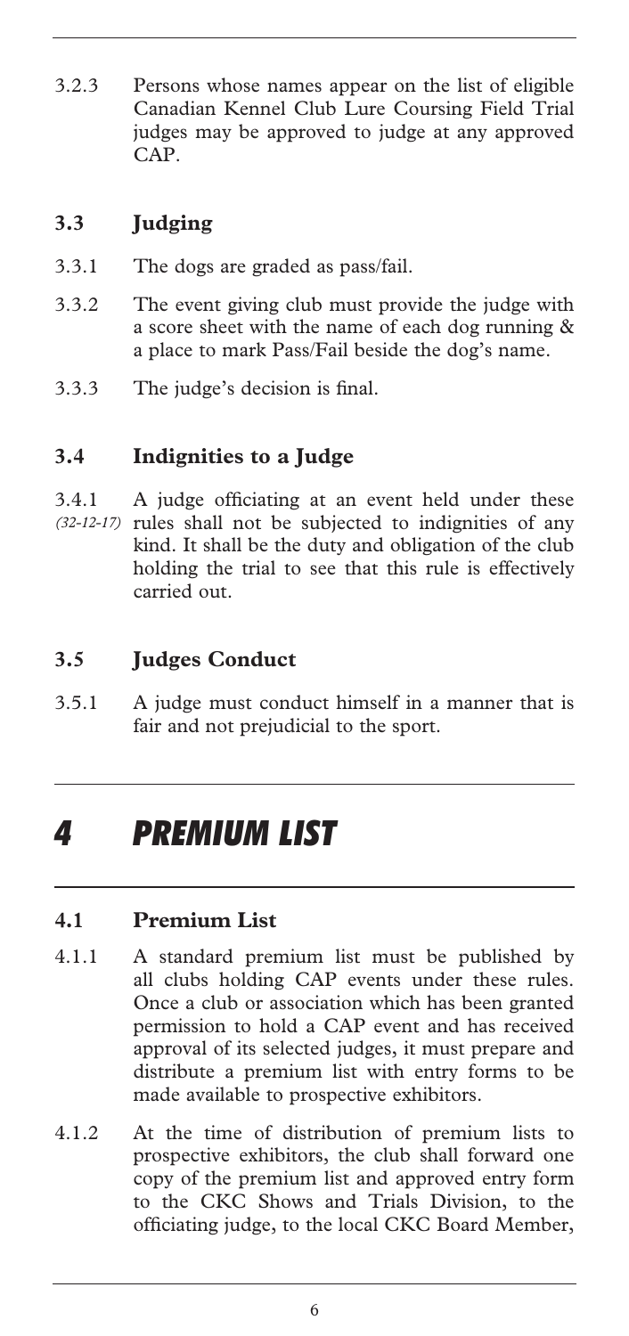3.2.3 Persons whose names appear on the list of eligible Canadian Kennel Club Lure Coursing Field Trial judges may be approved to judge at any approved CAP.

### 3.3 Judging

3.3.1 The dogs are graded as pass/fail.

3.3.2 The event giving club must provide the judge with a score sheet with the name of each dog running & a place to mark Pass/Fail beside the dog's name.

3.3.3 The judge's decision is final.

### 3.4 Indignities to a Judge

3.4.1 *(32-12-17)* A judge officiating at an event held under these rules shall not be subjected to indignities of any kind. It shall be the duty and obligation of the club holding the trial to see that this rule is effectively carried out.

### 3.5 Judges Conduct

3.5.1 A judge must conduct himself in a manner that is fair and not prejudicial to the sport.

## 4 PREMIUM LIST

### 4.1 Premium List

4.1.1 A standard premium list must be published by all clubs holding CAP events under these rules. Once a club or association which has been granted permission to hold a CAP event and has received approval of its selected judges, it must prepare and distribute a premium list with entry forms to be made available to prospective exhibitors.

4.1.2 At the time of distribution of premium lists to prospective exhibitors, the club shall forward one copy of the premium list and approved entry form to the CKC Shows and Trials Division, to the officiating judge, to the local CKC Board Member,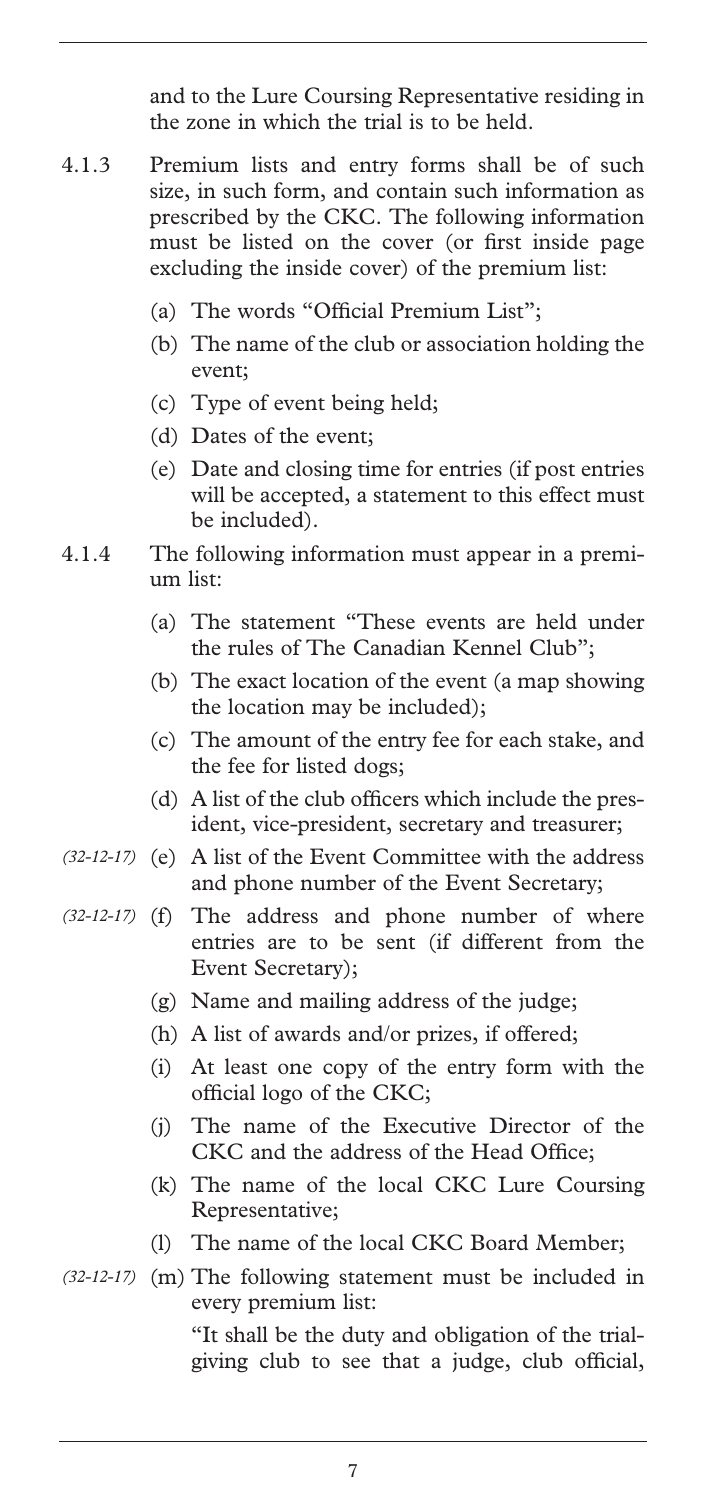and to the Lure Coursing Representative residing in the zone in which the trial is to be held.

4.1.3 Premium lists and entry forms shall be of such size, in such form, and contain such information as prescribed by the CKC. The following information must be listed on the cover (or first inside page excluding the inside cover) of the premium list:

(a) The words "Official Premium List";

(b) The name of the club or association holding the event;

(c) Type of event being held;

(d) Dates of the event;

(e) Date and closing time for entries (if post entries will be accepted, a statement to this effect must be included).

4.1.4 The following information must appear in a premium list:

(a) The statement "These events are held under the rules of The Canadian Kennel Club";

(b) The exact location of the event (a map showing the location may be included);

(c) The amount of the entry fee for each stake, and the fee for listed dogs;

(d) A list of the club officers which include the president, vice-president, secretary and treasurer;

*(32-12-17)* (e) A list of the Event Committee with the address and phone number of the Event Secretary;

*(32-12-17)* (f) The address and phone number of where entries are to be sent (if different from the Event Secretary);

(g) Name and mailing address of the judge;

(h) A list of awards and/or prizes, if offered;

(i) At least one copy of the entry form with the official logo of the CKC;

(j) The name of the Executive Director of the CKC and the address of the Head Office;

(k) The name of the local CKC Lure Coursing Representative;

(l) The name of the local CKC Board Member;

*(32-12-17)* (m) The following statement must be included in every premium list:

"It shall be the duty and obligation of the trial-giving club to see that a judge, club official,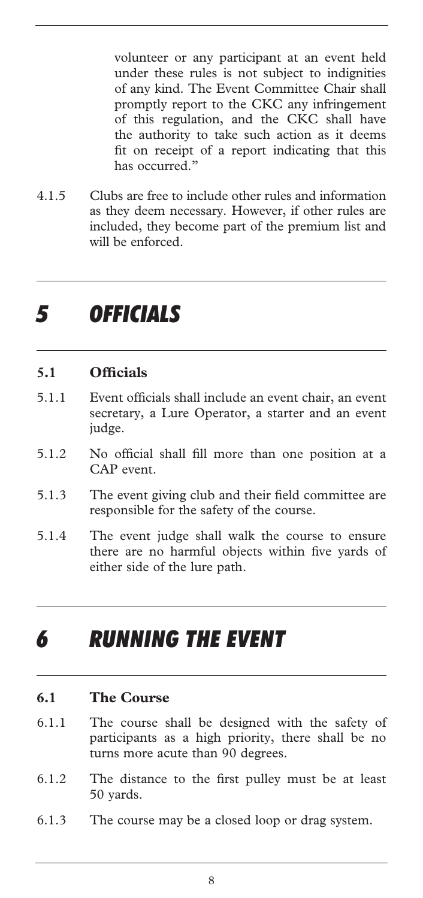volunteer or any participant at an event held under these rules is not subject to indignities of any kind. The Event Committee Chair shall promptly report to the CKC any infringement of this regulation, and the CKC shall have the authority to take such action as it deems fit on receipt of a report indicating that this has occurred."

4.1.5 Clubs are free to include other rules and information as they deem necessary. However, if other rules are included, they become part of the premium list and will be enforced.

# *5 OFFICIALS*

### 5.1 Officials

5.1.1 Event officials shall include an event chair, an event secretary, a Lure Operator, a starter and an event judge.

5.1.2 No official shall fill more than one position at a CAP event.

5.1.3 The event giving club and their field committee are responsible for the safety of the course.

5.1.4 The event judge shall walk the course to ensure there are no harmful objects within five yards of either side of the lure path.

# *6 RUNNING THE EVENT*

### 6.1 The Course

6.1.1 The course shall be designed with the safety of participants as a high priority, there shall be no turns more acute than 90 degrees.

6.1.2 The distance to the first pulley must be at least 50 yards.

6.1.3 The course may be a closed loop or drag system.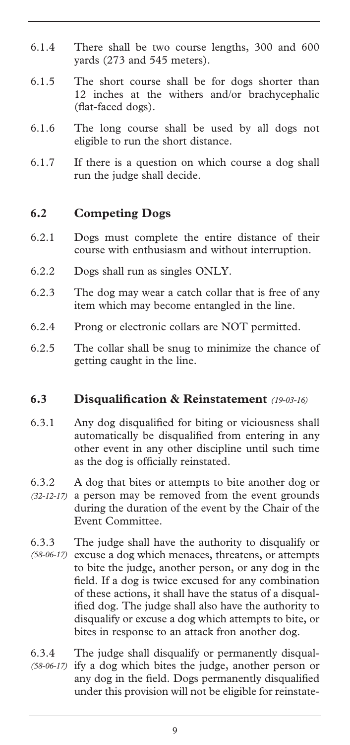6.1.4 There shall be two course lengths, 300 and 600 yards (273 and 545 meters).

6.1.5 The short course shall be for dogs shorter than 12 inches at the withers and/or brachycephalic (flat-faced dogs).

6.1.6 The long course shall be used by all dogs not eligible to run the short distance.

6.1.7 If there is a question on which course a dog shall run the judge shall decide.

## 6.2 Competing Dogs

6.2.1 Dogs must complete the entire distance of their course with enthusiasm and without interruption.

6.2.2 Dogs shall run as singles ONLY.

6.2.3 The dog may wear a catch collar that is free of any item which may become entangled in the line.

6.2.4 Prong or electronic collars are NOT permitted.

6.2.5 The collar shall be snug to minimize the chance of getting caught in the line.

## 6.3 Disqualification & Reinstatement *(19-03-16)*

6.3.1 Any dog disqualified for biting or viciousness shall automatically be disqualified from entering in any other event in any other discipline until such time as the dog is officially reinstated.

6.3.2 *(32-12-17)* A dog that bites or attempts to bite another dog or a person may be removed from the event grounds during the duration of the event by the Chair of the Event Committee.

6.3.3 *(58-06-17)* The judge shall have the authority to disqualify or excuse a dog which menaces, threatens, or attempts to bite the judge, another person, or any dog in the field. If a dog is twice excused for any combination of these actions, it shall have the status of a disqualified dog. The judge shall also have the authority to disqualify or excuse a dog which attempts to bite, or bites in response to an attack from another dog.

6.3.4 *(58-06-17)* The judge shall disqualify or permanently disqualify a dog which bites the judge, another person or any dog in the field. Dogs permanently disqualified under this provision will not be eligible for reinstate-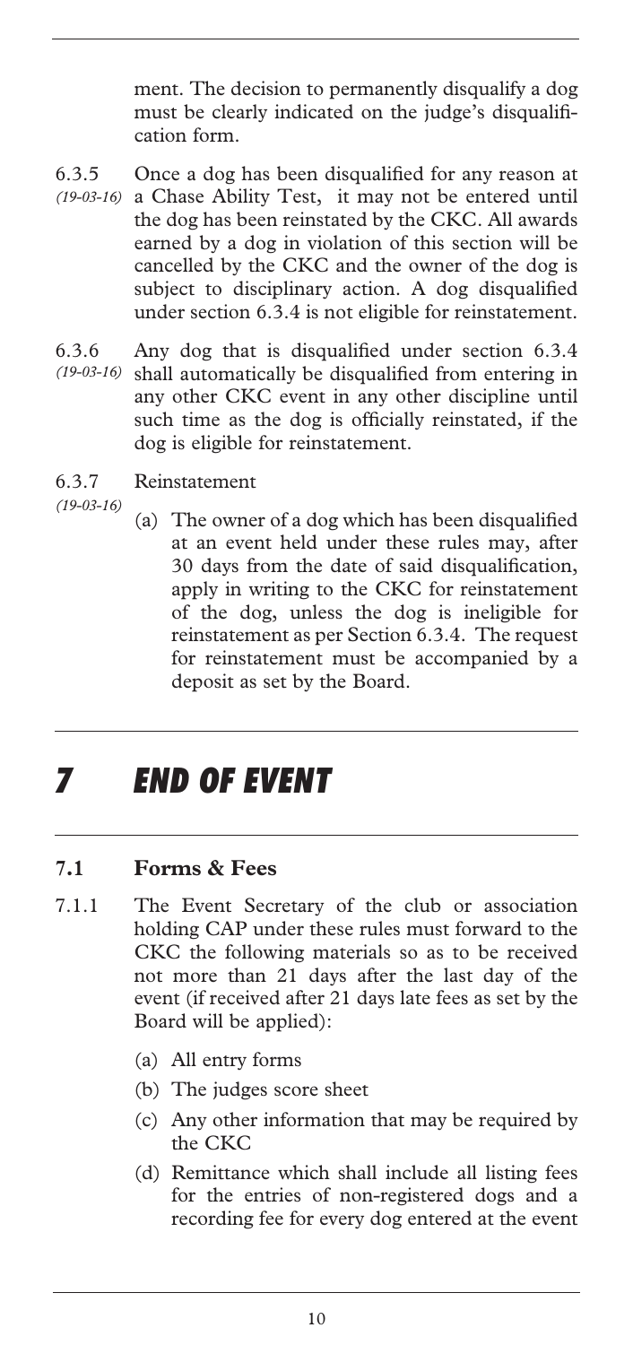ment. The decision to permanently disqualify a dog must be clearly indicated on the judge's disqualification form.

6.3.5 *(19-03-16)* Once a dog has been disqualified for any reason at a Chase Ability Test, it may not be entered until the dog has been reinstated by the CKC. All awards earned by a dog in violation of this section will be cancelled by the CKC and the owner of the dog is subject to disciplinary action. A dog disqualified under section 6.3.4 is not eligible for reinstatement.

6.3.6 *(19-03-16)* Any dog that is disqualified under section 6.3.4 shall automatically be disqualified from entering in any other CKC event in any other discipline until such time as the dog is officially reinstated, if the dog is eligible for reinstatement.

6.3.7 *(19-03-16)* Reinstatement

(a) The owner of a dog which has been disqualified at an event held under these rules may, after 30 days from the date of said disqualification, apply in writing to the CKC for reinstatement of the dog, unless the dog is ineligible for reinstatement as per Section 6.3.4. The request for reinstatement must be accompanied by a deposit as set by the Board.

# 7 END OF EVENT

## 7.1 Forms & Fees

7.1.1 The Event Secretary of the club or association holding CAP under these rules must forward to the CKC the following materials so as to be received not more than 21 days after the last day of the event (if received after 21 days late fees as set by the Board will be applied):

(a) All entry forms

(b) The judges score sheet

(c) Any other information that may be required by the CKC

(d) Remittance which shall include all listing fees for the entries of non-registered dogs and a recording fee for every dog entered at the event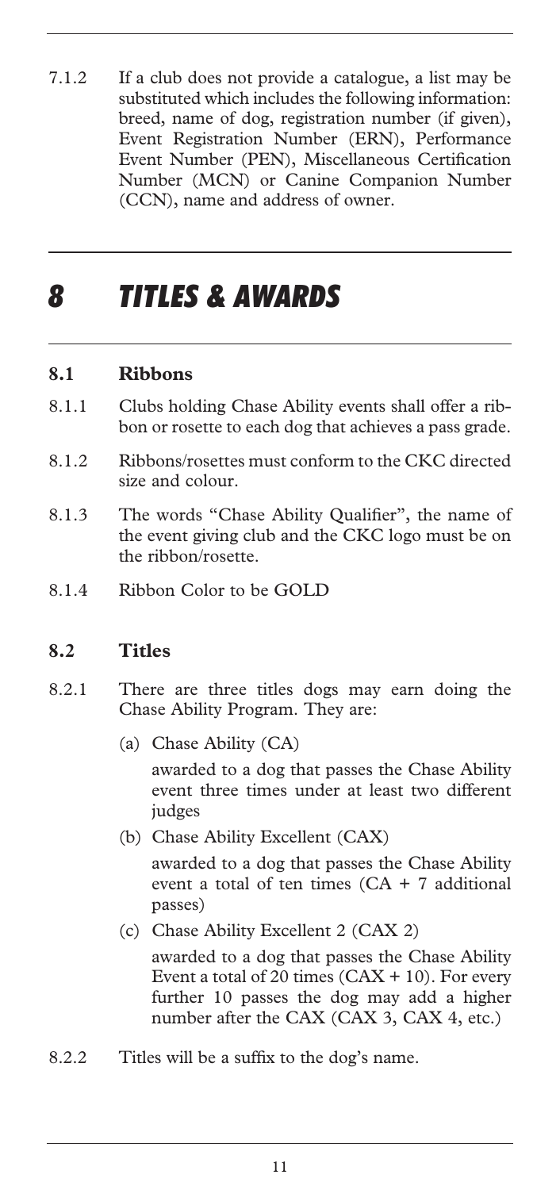7.1.2 If a club does not provide a catalogue, a list may be substituted which includes the following information: breed, name of dog, registration number (if given), Event Registration Number (ERN), Performance Event Number (PEN), Miscellaneous Certification Number (MCN) or Canine Companion Number (CCN), name and address of owner.

# *8 TITLES & AWARDS*

## **8.1 Ribbons**

8.1.1 Clubs holding Chase Ability events shall offer a ribbon or rosette to each dog that achieves a pass grade.

8.1.2 Ribbons/rosettes must conform to the CKC directed size and colour.

8.1.3 The words "Chase Ability Qualifier", the name of the event giving club and the CKC logo must be on the ribbon/rosette.

8.1.4 Ribbon Color to be GOLD

## **8.2 Titles**

8.2.1 There are three titles dogs may earn doing the Chase Ability Program. They are:

(a) Chase Ability (CA)

awarded to a dog that passes the Chase Ability event three times under at least two different judges

(b) Chase Ability Excellent (CAX)

awarded to a dog that passes the Chase Ability event a total of ten times (CA + 7 additional passes)

(c) Chase Ability Excellent 2 (CAX 2)

awarded to a dog that passes the Chase Ability Event a total of 20 times (CAX + 10). For every further 10 passes the dog may add a higher number after the CAX (CAX 3, CAX 4, etc.)

8.2.2 Titles will be a suffix to the dog's name.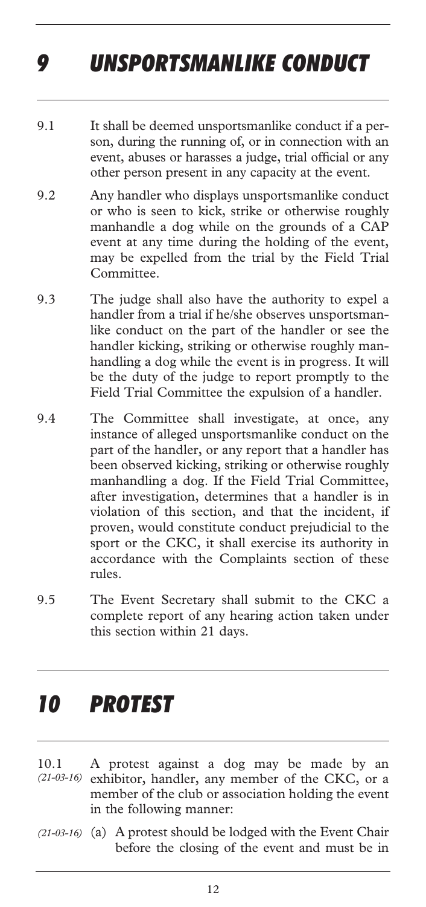# 9 UNSPORTSMANLIKE CONDUCT

9.1 It shall be deemed unsportsmanlike conduct if a person, during the running of, or in connection with an event, abuses or harasses a judge, trial official or any other person present in any capacity at the event.

9.2 Any handler who displays unsportsmanlike conduct or who is seen to kick, strike or otherwise roughly manhandle a dog while on the grounds of a CAP event at any time during the holding of the event, may be expelled from the trial by the Field Trial Committee.

9.3 The judge shall also have the authority to expel a handler from a trial if he/she observes unsportsmanlike conduct on the part of the handler or see the handler kicking, striking or otherwise roughly manhandling a dog while the event is in progress. It will be the duty of the judge to report promptly to the Field Trial Committee the expulsion of a handler.

9.4 The Committee shall investigate, at once, any instance of alleged unsportsmanlike conduct on the part of the handler, or any report that a handler has been observed kicking, striking or otherwise roughly manhandling a dog. If the Field Trial Committee, after investigation, determines that a handler is in violation of this section, and that the incident, if proven, would constitute conduct prejudicial to the sport or the CKC, it shall exercise its authority in accordance with the Complaints section of these rules.

9.5 The Event Secretary shall submit to the CKC a complete report of any hearing action taken under this section within 21 days.

# 10 PROTEST

10.1 *(21-03-16)* A protest against a dog may be made by an exhibitor, handler, any member of the CKC, or a member of the club or association holding the event in the following manner:

*(21-03-16)* (a) A protest should be lodged with the Event Chair before the closing of the event and must be in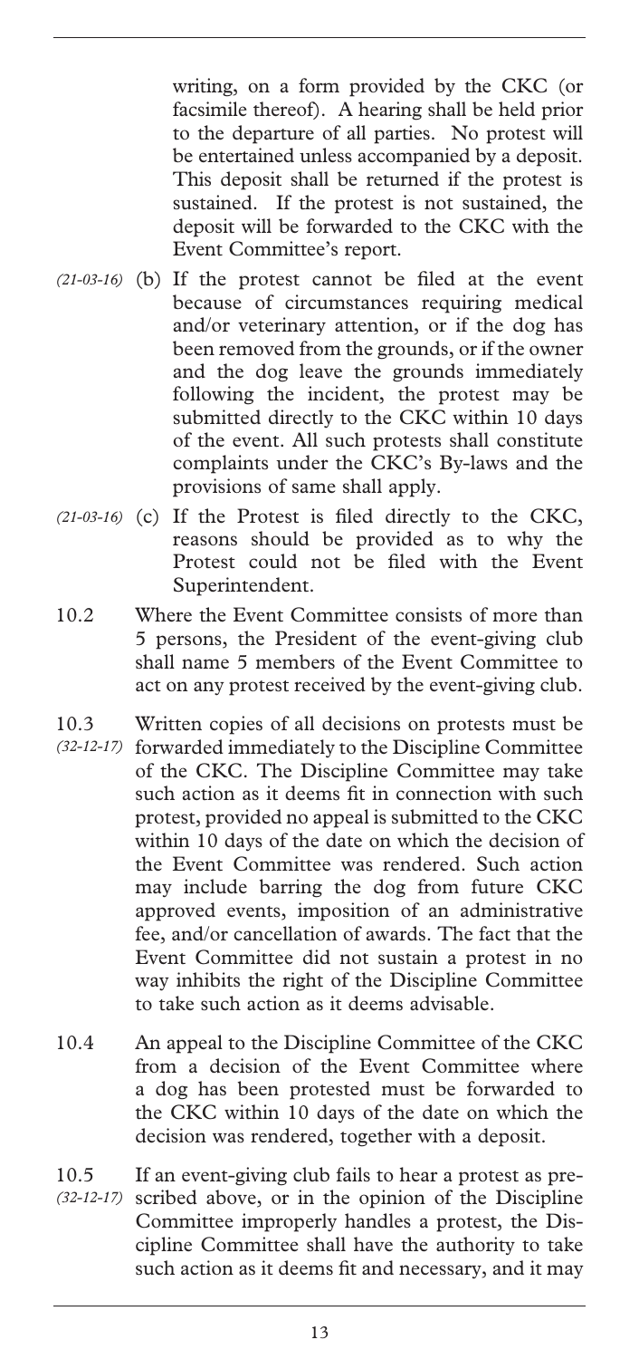writing, on a form provided by the CKC (or facsimile thereof). A hearing shall be held prior to the departure of all parties. No protest will be entertained unless accompanied by a deposit. This deposit shall be returned if the protest is sustained. If the protest is not sustained, the deposit will be forwarded to the CKC with the Event Committee's report.

*(21-03-16)* (b) If the protest cannot be filed at the event because of circumstances requiring medical and/or veterinary attention, or if the dog has been removed from the grounds, or if the owner and the dog leave the grounds immediately following the incident, the protest may be submitted directly to the CKC within 10 days of the event. All such protests shall constitute complaints under the CKC's By-laws and the provisions of same shall apply.

*(21-03-16)* (c) If the Protest is filed directly to the CKC, reasons should be provided as to why the Protest could not be filed with the Event Superintendent.

10.2 Where the Event Committee consists of more than 5 persons, the President of the event-giving club shall name 5 members of the Event Committee to act on any protest received by the event-giving club.

10.3 *(32-12-17)* Written copies of all decisions on protests must be forwarded immediately to the Discipline Committee of the CKC. The Discipline Committee may take such action as it deems fit in connection with such protest, provided no appeal is submitted to the CKC within 10 days of the date on which the decision of the Event Committee was rendered. Such action may include barring the dog from future CKC approved events, imposition of an administrative fee, and/or cancellation of awards. The fact that the Event Committee did not sustain a protest in no way inhibits the right of the Discipline Committee to take such action as it deems advisable.

10.4 An appeal to the Discipline Committee of the CKC from a decision of the Event Committee where a dog has been protested must be forwarded to the CKC within 10 days of the date on which the decision was rendered, together with a deposit.

10.5 *(32-12-17)* If an event-giving club fails to hear a protest as prescribed above, or in the opinion of the Discipline Committee improperly handles a protest, the Discipline Committee shall have the authority to take such action as it deems fit and necessary, and it may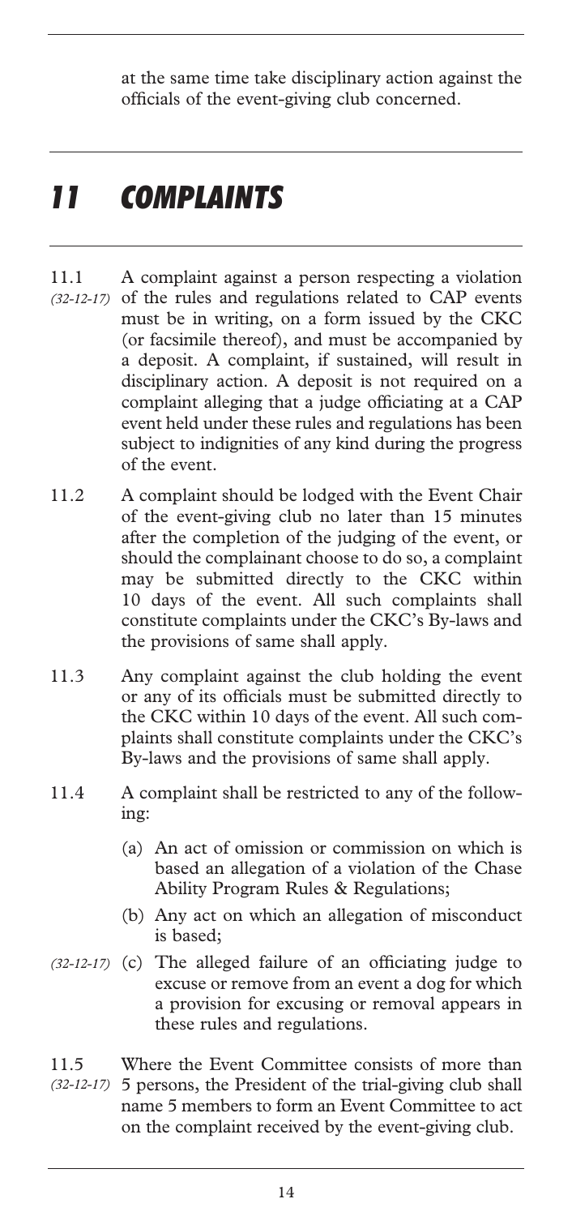at the same time take disciplinary action against the officials of the event-giving club concerned.

# *11 COMPLAINTS*

11.1 *(32-12-17)* A complaint against a person respecting a violation of the rules and regulations related to CAP events must be in writing, on a form issued by the CKC (or facsimile thereof), and must be accompanied by a deposit. A complaint, if sustained, will result in disciplinary action. A deposit is not required on a complaint alleging that a judge officiating at a CAP event held under these rules and regulations has been subject to indignities of any kind during the progress of the event.

11.2 A complaint should be lodged with the Event Chair of the event-giving club no later than 15 minutes after the completion of the judging of the event, or should the complainant choose to do so, a complaint may be submitted directly to the CKC within 10 days of the event. All such complaints shall constitute complaints under the CKC's By-laws and the provisions of same shall apply.

11.3 Any complaint against the club holding the event or any of its officials must be submitted directly to the CKC within 10 days of the event. All such complaints shall constitute complaints under the CKC's By-laws and the provisions of same shall apply.

11.4 A complaint shall be restricted to any of the following:

(a) An act of omission or commission on which is based an allegation of a violation of the Chase Ability Program Rules & Regulations;

(b) Any act on which an allegation of misconduct is based;

*(32-12-17)* (c) The alleged failure of an officiating judge to excuse or remove from an event a dog for which a provision for excusing or removal appears in these rules and regulations.

11.5 *(32-12-17)* Where the Event Committee consists of more than 5 persons, the President of the trial-giving club shall name 5 members to form an Event Committee to act on the complaint received by the event-giving club.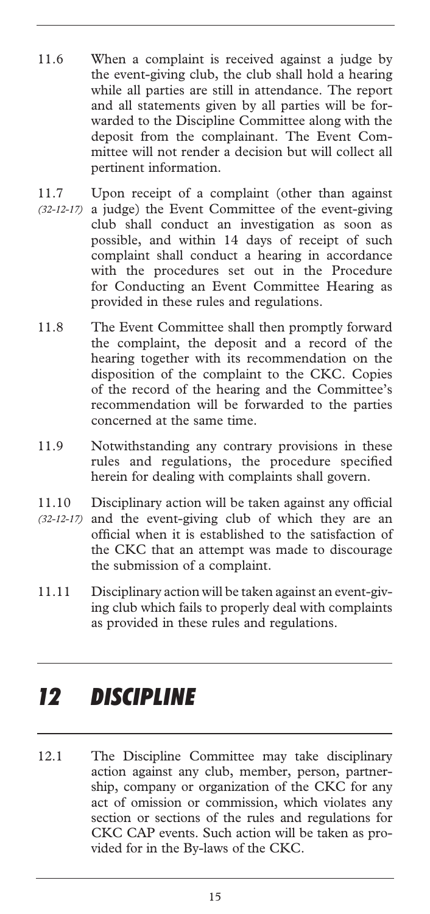11.6 When a complaint is received against a judge by the event-giving club, the club shall hold a hearing while all parties are still in attendance. The report and all statements given by all parties will be forwarded to the Discipline Committee along with the deposit from the complainant. The Event Committee will not render a decision but will collect all pertinent information.

11.7 *(32-12-17)* Upon receipt of a complaint (other than against a judge) the Event Committee of the event-giving club shall conduct an investigation as soon as possible, and within 14 days of receipt of such complaint shall conduct a hearing in accordance with the procedures set out in the Procedure for Conducting an Event Committee Hearing as provided in these rules and regulations.

11.8 The Event Committee shall then promptly forward the complaint, the deposit and a record of the hearing together with its recommendation on the disposition of the complaint to the CKC. Copies of the record of the hearing and the Committee's recommendation will be forwarded to the parties concerned at the same time.

11.9 Notwithstanding any contrary provisions in these rules and regulations, the procedure specified herein for dealing with complaints shall govern.

11.10 *(32-12-17)* Disciplinary action will be taken against any official and the event-giving club of which they are an official when it is established to the satisfaction of the CKC that an attempt was made to discourage the submission of a complaint.

11.11 Disciplinary action will be taken against an event-giving club which fails to properly deal with complaints as provided in these rules and regulations.

# 12 DISCIPLINE

12.1 The Discipline Committee may take disciplinary action against any club, member, person, partnership, company or organization of the CKC for any act of omission or commission, which violates any section or sections of the rules and regulations for CKC CAP events. Such action will be taken as provided for in the By-laws of the CKC.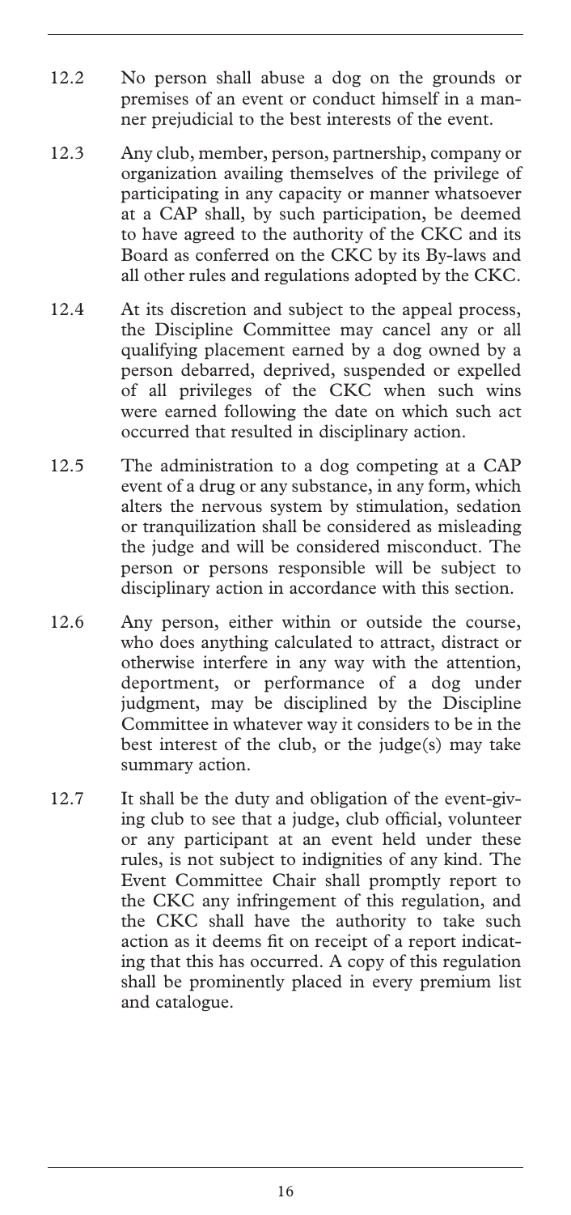12.2 No person shall abuse a dog on the grounds or premises of an event or conduct himself in a manner prejudicial to the best interests of the event.

12.3 Any club, member, person, partnership, company or organization availing themselves of the privilege of participating in any capacity or manner whatsoever at a CAP shall, by such participation, be deemed to have agreed to the authority of the CKC and its Board as conferred on the CKC by its By-laws and all other rules and regulations adopted by the CKC.

12.4 At its discretion and subject to the appeal process, the Discipline Committee may cancel any or all qualifying placement earned by a dog owned by a person debarred, deprived, suspended or expelled of all privileges of the CKC when such wins were earned following the date on which such act occurred that resulted in disciplinary action.

12.5 The administration to a dog competing at a CAP event of a drug or any substance, in any form, which alters the nervous system by stimulation, sedation or tranquilization shall be considered as misleading the judge and will be considered misconduct. The person or persons responsible will be subject to disciplinary action in accordance with this section.

12.6 Any person, either within or outside the course, who does anything calculated to attract, distract or otherwise interfere in any way with the attention, deportment, or performance of a dog under judgment, may be disciplined by the Discipline Committee in whatever way it considers to be in the best interest of the club, or the judge(s) may take summary action.

12.7 It shall be the duty and obligation of the event-giving club to see that a judge, club official, volunteer or any participant at an event held under these rules, is not subject to indignities of any kind. The Event Committee Chair shall promptly report to the CKC any infringement of this regulation, and the CKC shall have the authority to take such action as it deems fit on receipt of a report indicating that this has occurred. A copy of this regulation shall be prominently placed in every premium list and catalogue.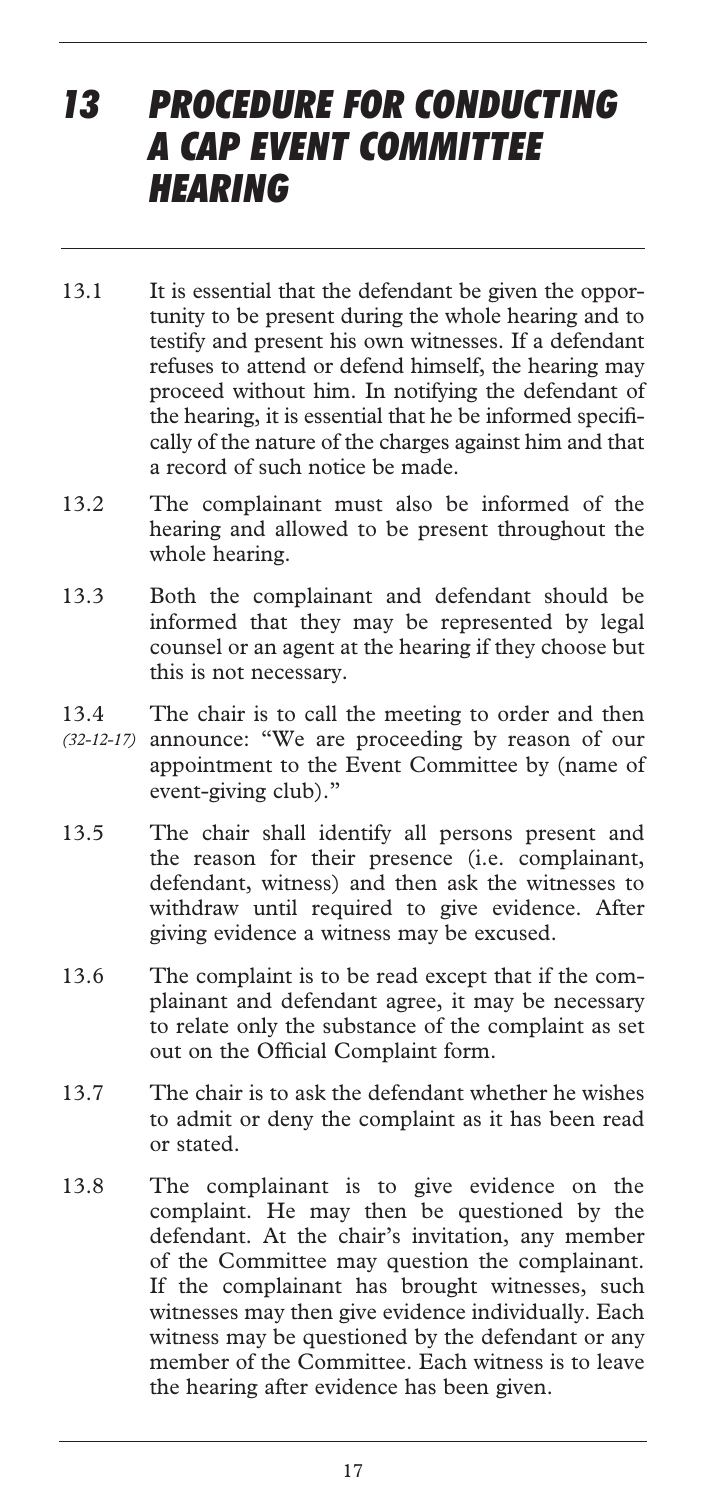# 13 PROCEDURE FOR CONDUCTING A CAP EVENT COMMITTEE HEARING

13.1 It is essential that the defendant be given the opportunity to be present during the whole hearing and to testify and present his own witnesses. If a defendant refuses to attend or defend himself, the hearing may proceed without him. In notifying the defendant of the hearing, it is essential that he be informed specifically of the nature of the charges against him and that a record of such notice be made.

13.2 The complainant must also be informed of the hearing and allowed to be present throughout the whole hearing.

13.3 Both the complainant and defendant should be informed that they may be represented by legal counsel or an agent at the hearing if they choose but this is not necessary.

13.4 *(32-12-17)* The chair is to call the meeting to order and then announce: "We are proceeding by reason of our appointment to the Event Committee by (name of event-giving club)."

13.5 The chair shall identify all persons present and the reason for their presence (i.e. complainant, defendant, witness) and then ask the witnesses to withdraw until required to give evidence. After giving evidence a witness may be excused.

13.6 The complaint is to be read except that if the complainant and defendant agree, it may be necessary to relate only the substance of the complaint as set out on the Official Complaint form.

13.7 The chair is to ask the defendant whether he wishes to admit or deny the complaint as it has been read or stated.

13.8 The complainant is to give evidence on the complaint. He may then be questioned by the defendant. At the chair's invitation, any member of the Committee may question the complainant. If the complainant has brought witnesses, such witnesses may then give evidence individually. Each witness may be questioned by the defendant or any member of the Committee. Each witness is to leave the hearing after evidence has been given.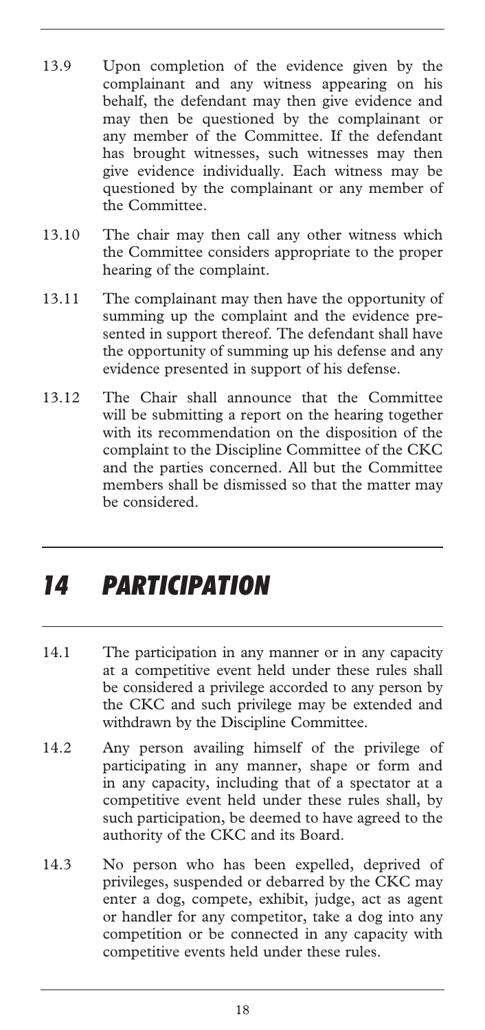13.9 Upon completion of the evidence given by the complainant and any witness appearing on his behalf, the defendant may then give evidence and may then be questioned by the complainant or any member of the Committee. If the defendant has brought witnesses, such witnesses may then give evidence individually. Each witness may be questioned by the complainant or any member of the Committee.

13.10 The chair may then call any other witness which the Committee considers appropriate to the proper hearing of the complaint.

13.11 The complainant may then have the opportunity of summing up the complaint and the evidence presented in support thereof. The defendant shall have the opportunity of summing up his defense and any evidence presented in support of his defense.

13.12 The Chair shall announce that the Committee will be submitting a report on the hearing together with its recommendation on the disposition of the complaint to the Discipline Committee of the CKC and the parties concerned. All but the Committee members shall be dismissed so that the matter may be considered.

# *14 PARTICIPATION*

14.1 The participation in any manner or in any capacity at a competitive event held under these rules shall be considered a privilege accorded to any person by the CKC and such privilege may be extended and withdrawn by the Discipline Committee.

14.2 Any person availing himself of the privilege of participating in any manner, shape or form and in any capacity, including that of a spectator at a competitive event held under these rules shall, by such participation, be deemed to have agreed to the authority of the CKC and its Board.

14.3 No person who has been expelled, deprived of privileges, suspended or debarred by the CKC may enter a dog, compete, exhibit, judge, act as agent or handler for any competitor, take a dog into any competition or be connected in any capacity with competitive events held under these rules.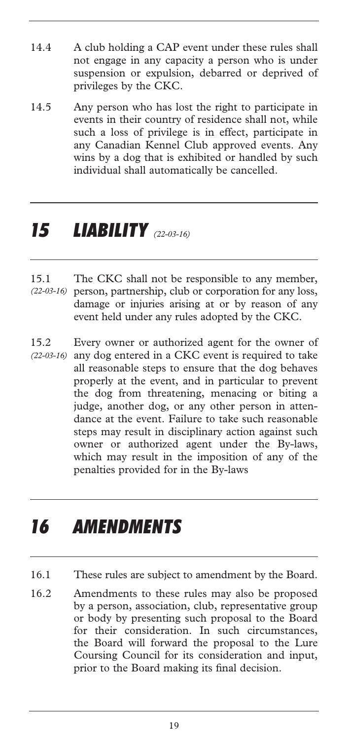14.4 A club holding a CAP event under these rules shall not engage in any capacity a person who is under suspension or expulsion, debarred or deprived of privileges by the CKC.

14.5 Any person who has lost the right to participate in events in their country of residence shall not, while such a loss of privilege is in effect, participate in any Canadian Kennel Club approved events. Any wins by a dog that is exhibited or handled by such individual shall automatically be cancelled.

## 15 LIABILITY *(22-03-16)*

15.1 *(22-03-16)* The CKC shall not be responsible to any member, person, partnership, club or corporation for any loss, damage or injuries arising at or by reason of any event held under any rules adopted by the CKC.

15.2 *(22-03-16)* Every owner or authorized agent for the owner of any dog entered in a CKC event is required to take all reasonable steps to ensure that the dog behaves properly at the event, and in particular to prevent the dog from threatening, menacing or biting a judge, another dog, or any other person in attendance at the event. Failure to take such reasonable steps may result in disciplinary action against such owner or authorized agent under the By-laws, which may result in the imposition of any of the penalties provided for in the By-laws

## 16 AMENDMENTS

16.1 These rules are subject to amendment by the Board.

16.2 Amendments to these rules may also be proposed by a person, association, club, representative group or body by presenting such proposal to the Board for their consideration. In such circumstances, the Board will forward the proposal to the Lure Coursing Council for its consideration and input, prior to the Board making its final decision.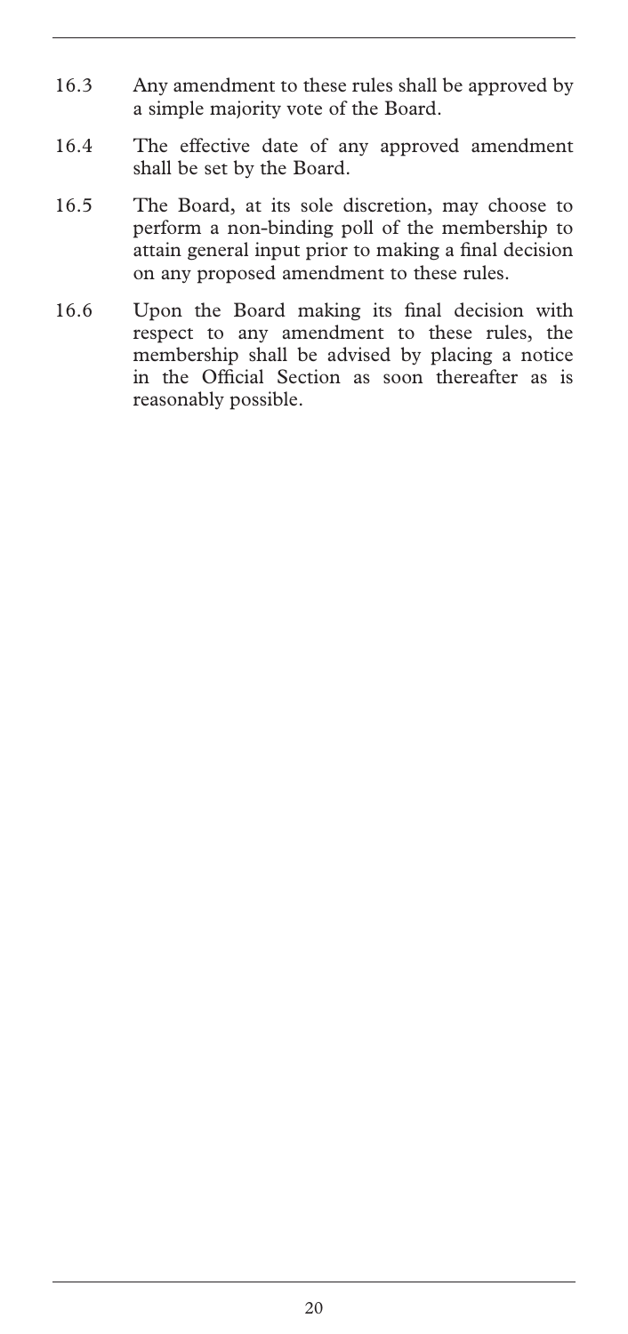16.3 Any amendment to these rules shall be approved by a simple majority vote of the Board.

16.4 The effective date of any approved amendment shall be set by the Board.

16.5 The Board, at its sole discretion, may choose to perform a non-binding poll of the membership to attain general input prior to making a final decision on any proposed amendment to these rules.

16.6 Upon the Board making its final decision with respect to any amendment to these rules, the membership shall be advised by placing a notice in the Official Section as soon thereafter as is reasonably possible.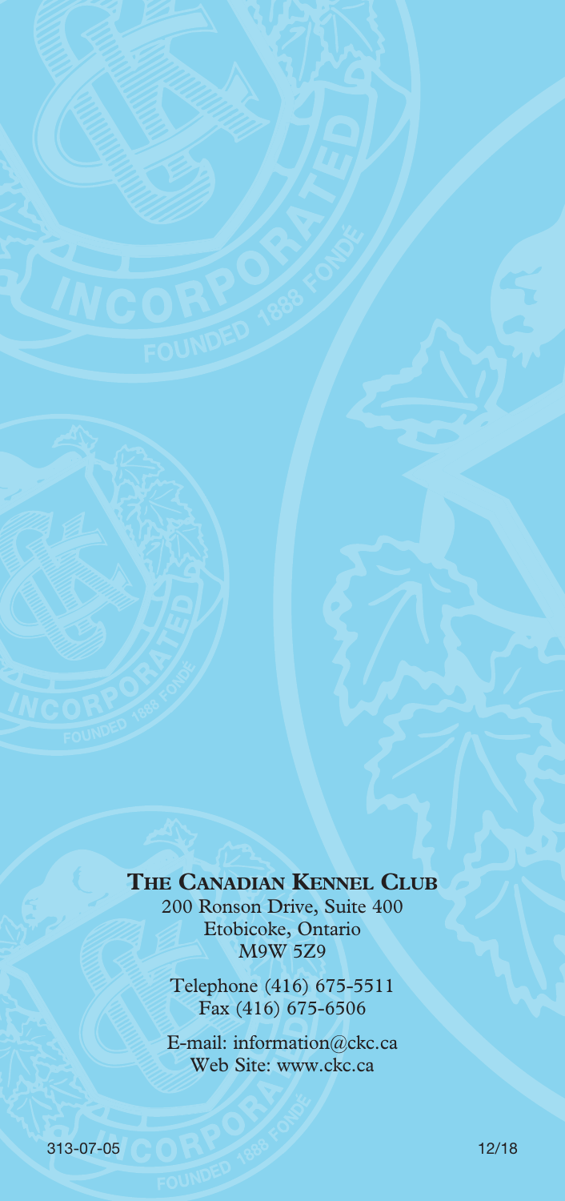**THE CANADIAN KENNEL CLUB**

200 Ronson Drive, Suite 400
Etobicoke, Ontario
M9W 5Z9

Telephone (416) 675-5511
Fax (416) 675-6506

E-mail: information@ckc.ca
Web Site: www.ckc.ca

313-07-05 12/18